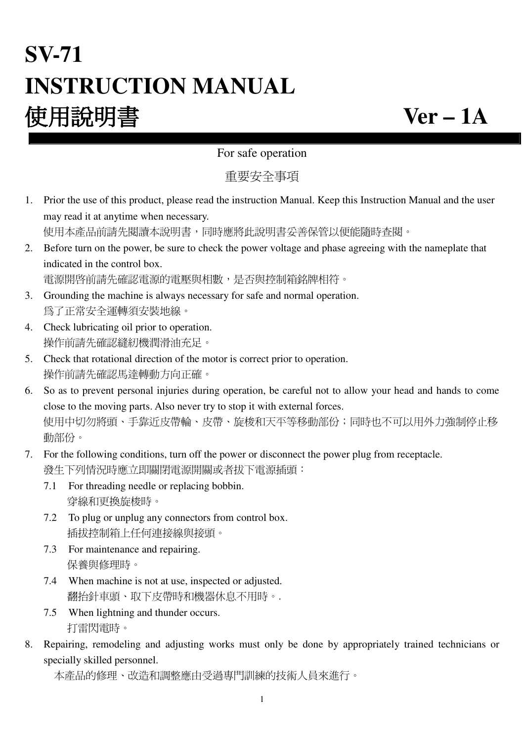# SV-71
# INSTRUCTION MANUAL
# 使用說明書　　　　　　　　　　Ver – 1A

---

For safe operation

重要安全事項

1. Prior the use of this product, please read the instruction Manual. Keep this Instruction Manual and the user may read it at anytime when necessary.
   使用本產品前請先閱讀本說明書，同時應將此說明書妥善保管以便能隨時查閱。
2. Before turn on the power, be sure to check the power voltage and phase agreeing with the nameplate that indicated in the control box.
   電源開啓前請先確認電源的電壓與相數，是否與控制箱銘牌相符。
3. Grounding the machine is always necessary for safe and normal operation.
   爲了正常安全運轉須安裝地線。
4. Check lubricating oil prior to operation.
   操作前請先確認縫紉機潤滑油充足。
5. Check that rotational direction of the motor is correct prior to operation.
   操作前請先確認馬達轉動方向正確。
6. So as to prevent personal injuries during operation, be careful not to allow your head and hands to come close to the moving parts. Also never try to stop it with external forces.
   使用中切勿將頭、手靠近皮帶輪、皮帶、旋梭和天平等移動部份；同時也不可以用外力強制停止移動部份。
7. For the following conditions, turn off the power or disconnect the power plug from receptacle.
   發生下列情況時應立即關閉電源開關或者拔下電源插頭：
   - 7.1 For threading needle or replacing bobbin.
     穿線和更換旋梭時。
   - 7.2 To plug or unplug any connectors from control box.
     插拔控制箱上任何連接線與接頭。
   - 7.3 For maintenance and repairing.
     保養與修理時。
   - 7.4 When machine is not at use, inspected or adjusted.
     翻抬針車頭、取下皮帶時和機器休息不用時。.
   - 7.5 When lightning and thunder occurs.
     打雷閃電時。
8. Repairing, remodeling and adjusting works must only be done by appropriately trained technicians or specially skilled personnel.
   本產品的修理、改造和調整應由受過專門訓練的技術人員來進行。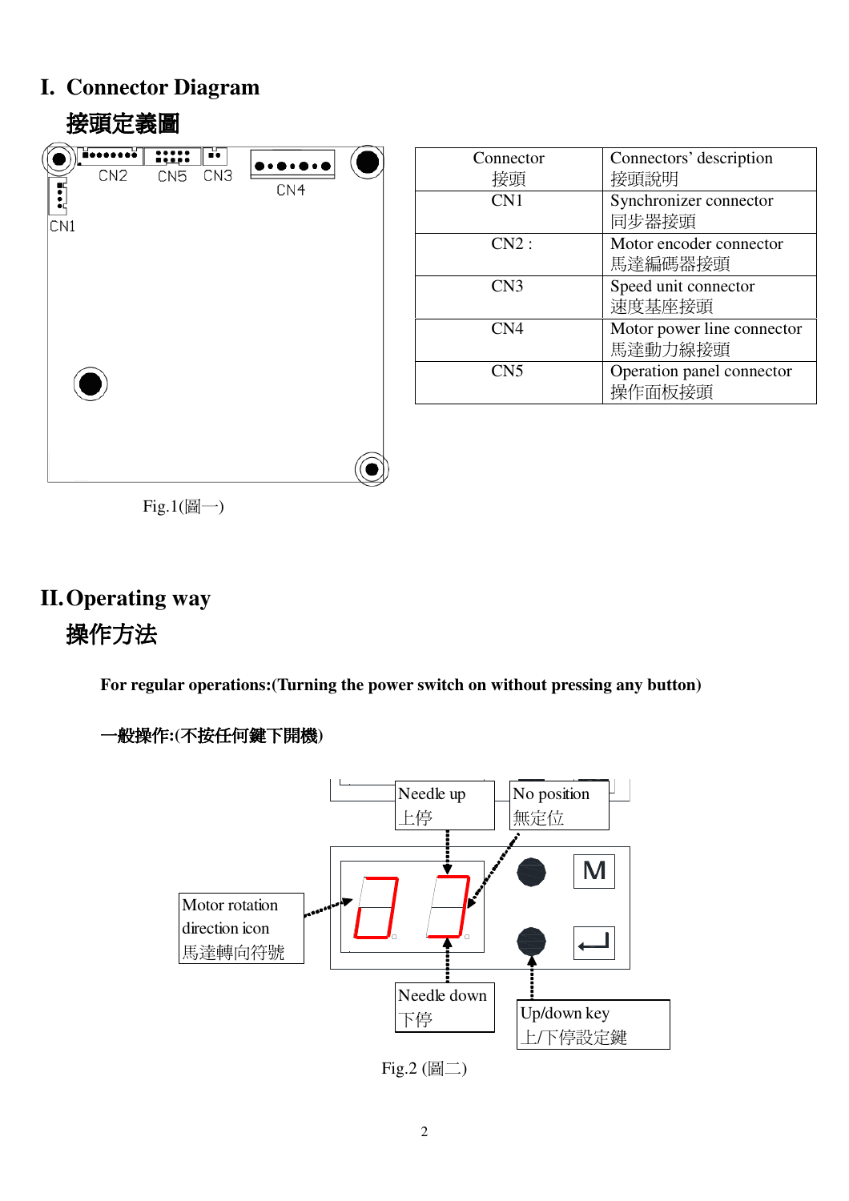# I. Connector Diagram

## 接頭定義圖

Fig.1(圖一)

| Connector<br>接頭 | Connectors' description<br>接頭說明 |
|---|---|
| CN1 | Synchronizer connector<br>同步器接頭 |
| CN2 : | Motor encoder connector<br>馬達編碼器接頭 |
| CN3 | Speed unit connector<br>速度基座接頭 |
| CN4 | Motor power line connector<br>馬達動力線接頭 |
| CN5 | Operation panel connector<br>操作面板接頭 |

# II. Operating way

## 操作方法

**For regular operations:(Turning the power switch on without pressing any button)**

**一般操作:(不按任何鍵下開機)**

Needle up 上停

No position 無定位

Motor rotation direction icon 馬達轉向符號

Needle down 下停

Up/down key 上/下停設定鍵

Fig.2 (圖二)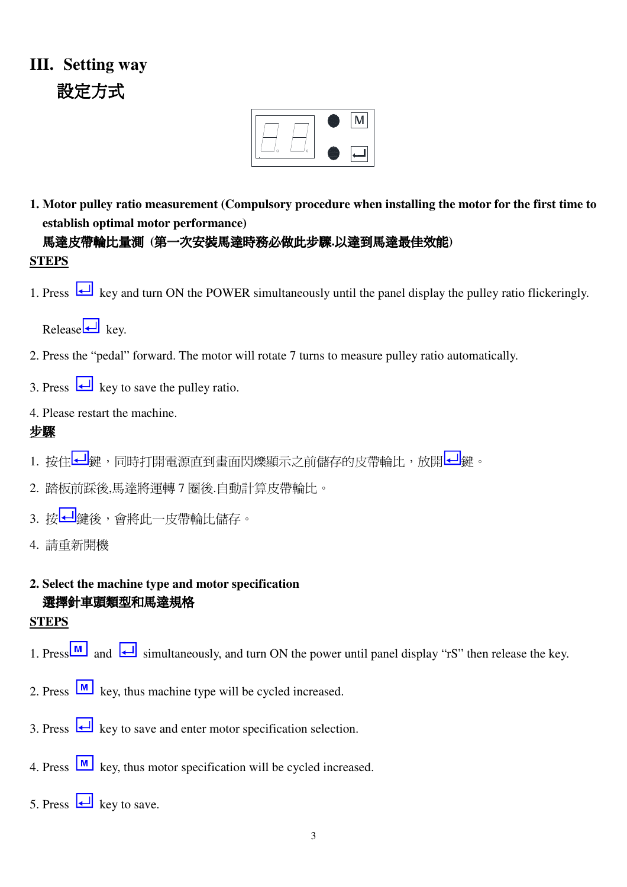# III. Setting way
## 設定方式

### 1. Motor pulley ratio measurement (Compulsory procedure when installing the motor for the first time to establish optimal motor performance)
### 馬達皮帶輪比量測（第一次安裝馬達時務必做此步驟.以達到馬達最佳效能）

**STEPS**

1. Press ↵ key and turn ON the POWER simultaneously until the panel display the pulley ratio flickeringly. Release ↵ key.
2. Press the “pedal” forward. The motor will rotate 7 turns to measure pulley ratio automatically.
3. Press ↵ key to save the pulley ratio.
4. Please restart the machine.

**步驟**

1. 按住↵鍵，同時打開電源直到畫面閃爍顯示之前儲存的皮帶輪比，放開↵鍵。
2. 踏板前踩後,馬達將運轉 7 圈後.自動計算皮帶輪比。
3. 按↵鍵後，會將此一皮帶輪比儲存。
4. 請重新開機

### 2. Select the machine type and motor specification
### 選擇針車頭類型和馬達規格

**STEPS**

1. Press M and ↵ simultaneously, and turn ON the power until panel display “rS” then release the key.
2. Press M key, thus machine type will be cycled increased.
3. Press ↵ key to save and enter motor specification selection.
4. Press M key, thus motor specification will be cycled increased.
5. Press ↵ key to save.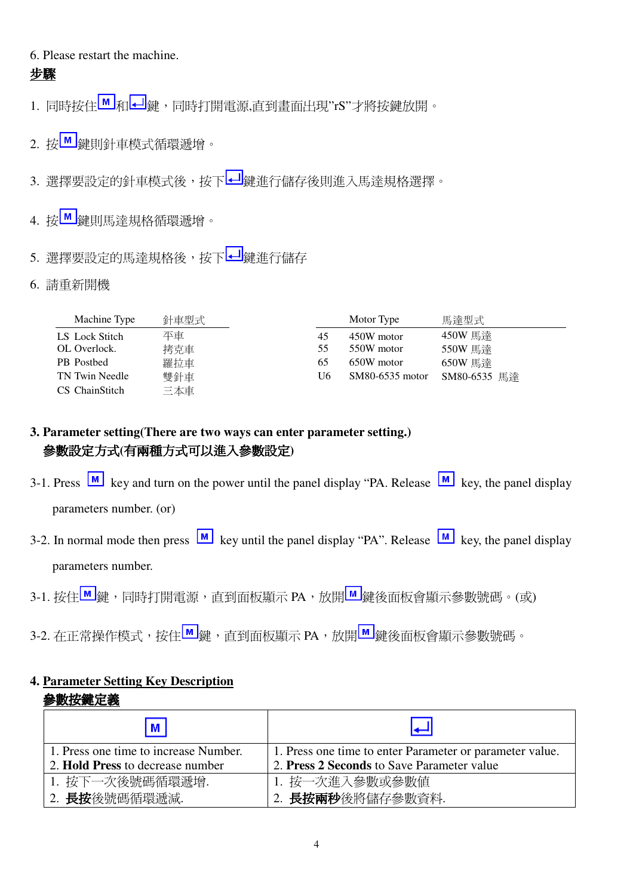6. Please restart the machine.

**步驟**

1. 同時按住 M 和 ↵ 鍵，同時打開電源,直到畫面出現"rS"才將按鍵放開。
2. 按 M 鍵則針車模式循環遞增。
3. 選擇要設定的針車模式後，按下 ↵ 鍵進行儲存後則進入馬達規格選擇。
4. 按 M 鍵則馬達規格循環遞增。
5. 選擇要設定的馬達規格後，按下 ↵ 鍵進行儲存
6. 請重新開機

| Machine Type | 針車型式 |
|---|---|
| LS Lock Stitch | 平車 |
| OL Overlock. | 拷克車 |
| PB Postbed | 羅拉車 |
| TN Twin Needle | 雙針車 |
| CS ChainStitch | 三本車 |

| | Motor Type | 馬達型式 |
|---|---|---|
| 45 | 450W motor | 450W 馬達 |
| 55 | 550W motor | 550W 馬達 |
| 65 | 650W motor | 650W 馬達 |
| U6 | SM80-6535 motor | SM80-6535 馬達 |

**3. Parameter setting(There are two ways can enter parameter setting.)**
**參數設定方式(有兩種方式可以進入參數設定)**

3-1. Press M key and turn on the power until the panel display "PA. Release M key, the panel display parameters number. (or)

3-2. In normal mode then press M key until the panel display "PA". Release M key, the panel display parameters number.

3-1. 按住 M 鍵，同時打開電源，直到面板顯示 PA，放開 M 鍵後面板會顯示參數號碼。(或)

3-2. 在正常操作模式，按住 M 鍵，直到面板顯示 PA，放開 M 鍵後面板會顯示參數號碼。

**4. Parameter Setting Key Description**
**參數按鍵定義**

| M | ↵ |
|---|---|
| 1. Press one time to increase Number.<br>2. **Hold Press** to decrease number | 1. Press one time to enter Parameter or parameter value.<br>2. **Press 2 Seconds** to Save Parameter value |
| 1. 按下一次後號碼循環遞增.<br>2. **長按**後號碼循環遞減. | 1. 按一次進入參數或參數值<br>2. **長按兩秒**後將儲存參數資料. |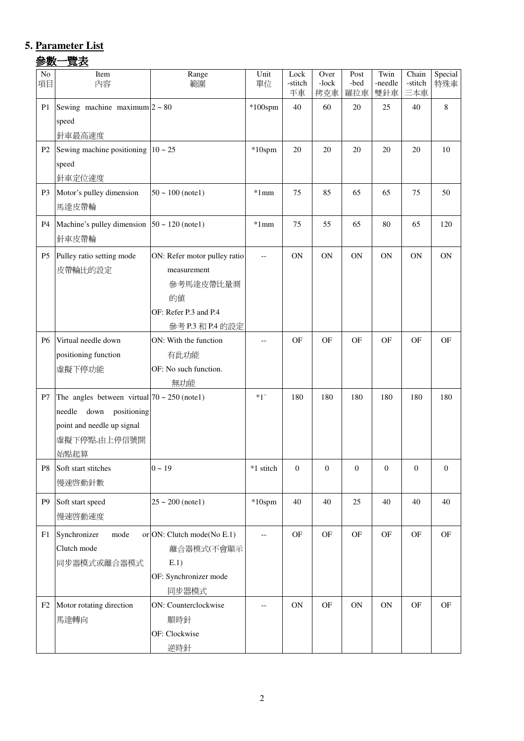## 5. Parameter List

## 參數一覽表

| No 項目 | Item 內容 | Range 範圍 | Unit 單位 | Lock -stitch 平車 | Over -lock 拷克車 | Post -bed 羅拉車 | Twin -needle 雙針車 | Chain -stitch 三本車 | Special 特殊車 |
|---|---|---|---|---|---|---|---|---|---|
| P1 | Sewing machine maximum speed 針車最高速度 | 2 ~ 80 | *100spm | 40 | 60 | 20 | 25 | 40 | 8 |
| P2 | Sewing machine positioning speed 針車定位速度 | 10 ~ 25 | *10spm | 20 | 20 | 20 | 20 | 20 | 10 |
| P3 | Motor's pulley dimension 馬達皮帶輪 | 50 ~ 100 (note1) | *1mm | 75 | 85 | 65 | 65 | 75 | 50 |
| P4 | Machine's pulley dimension 針車皮帶輪 | 50 ~ 120 (note1) | *1mm | 75 | 55 | 65 | 80 | 65 | 120 |
| P5 | Pulley ratio setting mode 皮帶輪比的設定 | ON: Refer motor pulley ratio measurement 參考馬達皮帶比量測的值<br>OF: Refer P.3 and P.4 參考 P.3 和 P.4 的設定 | -- | ON | ON | ON | ON | ON | ON |
| P6 | Virtual needle down positioning function 虛擬下停功能 | ON: With the function 有此功能<br>OF: No such function. 無功能 | -- | OF | OF | OF | OF | OF | OF |
| P7 | The angles between virtual needle down positioning point and needle up signal 虛擬下停點,由上停信號開始點起算 | 70 ~ 250 (note1) | *1° | 180 | 180 | 180 | 180 | 180 | 180 |
| P8 | Soft start stitches 慢速啓動針數 | 0 ~ 19 | *1 stitch | 0 | 0 | 0 | 0 | 0 | 0 |
| P9 | Soft start speed 慢速啓動速度 | 25 ~ 200 (note1) | *10spm | 40 | 40 | 25 | 40 | 40 | 40 |
| F1 | Synchronizer mode or Clutch mode 同步器模式或離合器模式 | ON: Clutch mode(No E.1) 離合器模式(不會顯示 E.1)<br>OF: Synchronizer mode 同步器模式 | -- | OF | OF | OF | OF | OF | OF |
| F2 | Motor rotating direction 馬達轉向 | ON: Counterclockwise 順時針<br>OF: Clockwise 逆時針 | -- | ON | OF | ON | ON | OF | OF |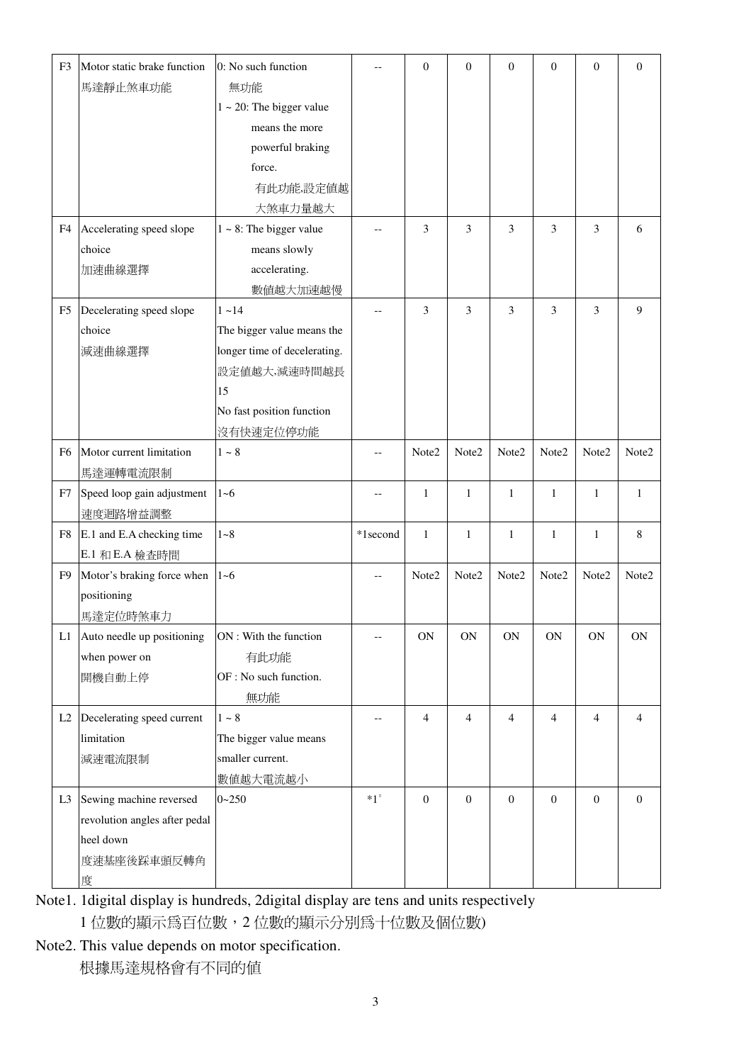| F3 | Motor static brake function<br>馬達靜止煞車功能 | 0: No such function<br>無功能<br>1 ~ 20: The bigger value means the more powerful braking force.<br>有此功能,設定值越大煞車力量越大 | -- | 0 | 0 | 0 | 0 | 0 | 0 |
|---|---|---|---|---|---|---|---|---|---|
| F4 | Accelerating speed slope choice<br>加速曲線選擇 | 1 ~ 8: The bigger value means slowly accelerating.<br>數值越大加速越慢 | -- | 3 | 3 | 3 | 3 | 3 | 6 |
| F5 | Decelerating speed slope choice<br>減速曲線選擇 | 1 ~14<br>The bigger value means the longer time of decelerating.<br>設定值越大,減速時間越長<br>15<br>No fast position function<br>沒有快速定位停功能 | -- | 3 | 3 | 3 | 3 | 3 | 9 |
| F6 | Motor current limitation<br>馬達運轉電流限制 | 1 ~ 8 | -- | Note2 | Note2 | Note2 | Note2 | Note2 | Note2 |
| F7 | Speed loop gain adjustment<br>速度迴路增益調整 | 1~6 | -- | 1 | 1 | 1 | 1 | 1 | 1 |
| F8 | E.1 and E.A checking time<br>E.1 和 E.A 檢查時間 | 1~8 | *1second | 1 | 1 | 1 | 1 | 1 | 8 |
| F9 | Motor's braking force when positioning<br>馬達定位時煞車力 | 1~6 | -- | Note2 | Note2 | Note2 | Note2 | Note2 | Note2 |
| L1 | Auto needle up positioning when power on<br>開機自動上停 | ON : With the function<br>有此功能<br>OF : No such function.<br>無功能 | -- | ON | ON | ON | ON | ON | ON |
| L2 | Decelerating speed current limitation<br>減速電流限制 | 1 ~ 8<br>The bigger value means smaller current.<br>數值越大電流越小 | -- | 4 | 4 | 4 | 4 | 4 | 4 |
| L3 | Sewing machine reversed revolution angles after pedal heel down<br>度速基座後踩車頭反轉角度 | 0~250 | *1° | 0 | 0 | 0 | 0 | 0 | 0 |

Note1. 1digital display is hundreds, 2digital display are tens and units respectively
1 位數的顯示爲百位數，2 位數的顯示分別爲十位數及個位數)

Note2. This value depends on motor specification.
根據馬達規格會有不同的值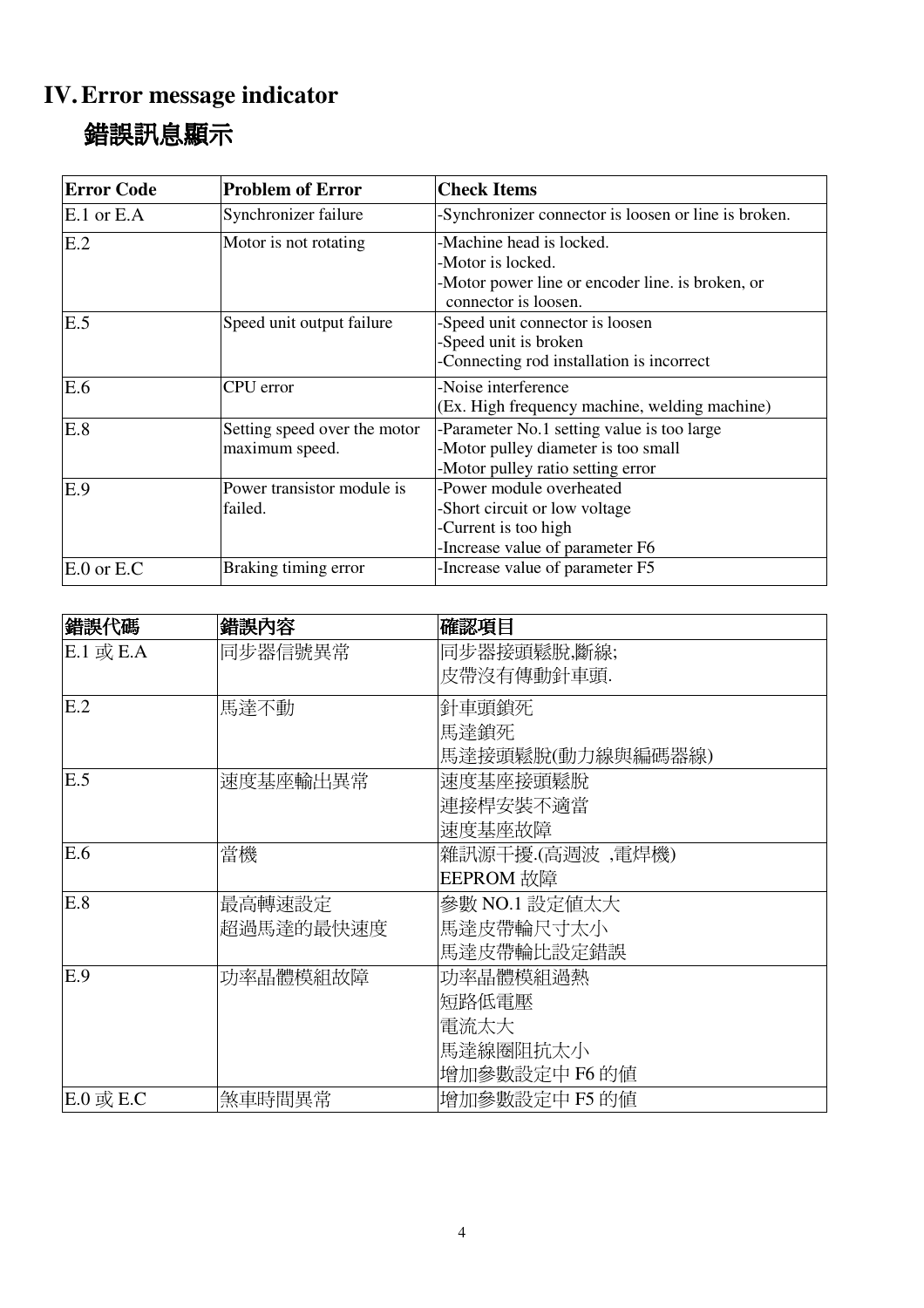# IV. Error message indicator

## 錯誤訊息顯示

| Error Code | Problem of Error | Check Items |
|---|---|---|
| E.1 or E.A | Synchronizer failure | -Synchronizer connector is loosen or line is broken. |
| E.2 | Motor is not rotating | -Machine head is locked.<br>-Motor is locked.<br>-Motor power line or encoder line. is broken, or connector is loosen. |
| E.5 | Speed unit output failure | -Speed unit connector is loosen<br>-Speed unit is broken<br>-Connecting rod installation is incorrect |
| E.6 | CPU error | -Noise interference<br>(Ex. High frequency machine, welding machine) |
| E.8 | Setting speed over the motor maximum speed. | -Parameter No.1 setting value is too large<br>-Motor pulley diameter is too small<br>-Motor pulley ratio setting error |
| E.9 | Power transistor module is failed. | -Power module overheated<br>-Short circuit or low voltage<br>-Current is too high<br>-Increase value of parameter F6 |
| E.0 or E.C | Braking timing error | -Increase value of parameter F5 |

| 錯誤代碼 | 錯誤內容 | 確認項目 |
|---|---|---|
| E.1 或 E.A | 同步器信號異常 | 同步器接頭鬆脫.斷線;<br>皮帶沒有傳動針車頭. |
| E.2 | 馬達不動 | 針車頭鎖死<br>馬達鎖死<br>馬達接頭鬆脫(動力線與編碼器線) |
| E.5 | 速度基座輸出異常 | 速度基座接頭鬆脫<br>連接桿安裝不適當<br>速度基座故障 |
| E.6 | 當機 | 雜訊源干擾.(高週波 ,電焊機)<br>EEPROM 故障 |
| E.8 | 最高轉速設定<br>超過馬達的最快速度 | 參數 NO.1 設定值太大<br>馬達皮帶輪尺寸太小<br>馬達皮帶輪比設定錯誤 |
| E.9 | 功率晶體模組故障 | 功率晶體模組過熱<br>短路低電壓<br>電流太大<br>馬達線圈阻抗太小<br>增加參數設定中 F6 的值 |
| E.0 或 E.C | 煞車時間異常 | 增加參數設定中 F5 的值 |